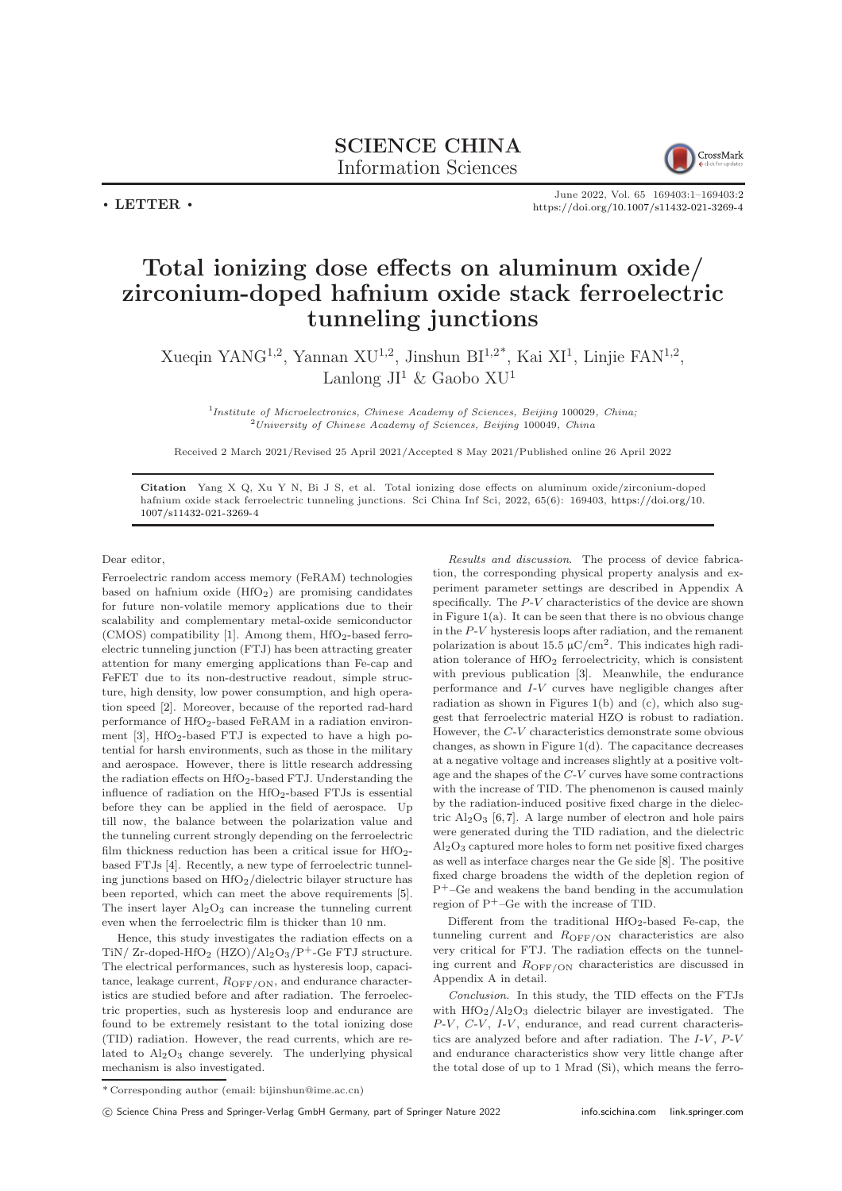# SCIENCE CHINA
Information Sciences

• LETTER •

June 2022, Vol. 65 169403:1–169403:2
https://doi.org/10.1007/s11432-021-3269-4

# Total ionizing dose effects on aluminum oxide/ zirconium-doped hafnium oxide stack ferroelectric tunneling junctions

Xueqin YANG[1,2], Yannan XU[1,2], Jinshun BI[1,2*], Kai XI[1], Linjie FAN[1,2], Lanlong JI[1] & Gaobo XU[1]

[1]*Institute of Microelectronics, Chinese Academy of Sciences, Beijing* 100029*, China;*
[2]*University of Chinese Academy of Sciences, Beijing* 100049*, China*

Received 2 March 2021/Revised 25 April 2021/Accepted 8 May 2021/Published online 26 April 2022

**Citation** Yang X Q, Xu Y N, Bi J S, et al. Total ionizing dose effects on aluminum oxide/zirconium-doped hafnium oxide stack ferroelectric tunneling junctions. Sci China Inf Sci, 2022, 65(6): 169403, https://doi.org/10.1007/s11432-021-3269-4

Dear editor,

Ferroelectric random access memory (FeRAM) technologies based on hafnium oxide ($HfO_2$) are promising candidates for future non-volatile memory applications due to their scalability and complementary metal-oxide semiconductor (CMOS) compatibility [1]. Among them, $HfO_2$-based ferroelectric tunneling junction (FTJ) has been attracting greater attention for many emerging applications than Fe-cap and FeFET due to its non-destructive readout, simple structure, high density, low power consumption, and high operation speed [2]. Moreover, because of the reported rad-hard performance of $HfO_2$-based FeRAM in a radiation environment [3], $HfO_2$-based FTJ is expected to have a high potential for harsh environments, such as those in the military and aerospace. However, there is little research addressing the radiation effects on $HfO_2$-based FTJ. Understanding the influence of radiation on the $HfO_2$-based FTJs is essential before they can be applied in the field of aerospace. Up till now, the balance between the polarization value and the tunneling current strongly depending on the ferroelectric film thickness reduction has been a critical issue for $HfO_2$-based FTJs [4]. Recently, a new type of ferroelectric tunneling junctions based on $HfO_2$/dielectric bilayer structure has been reported, which can meet the above requirements [5]. The insert layer $Al_2O_3$ can increase the tunneling current even when the ferroelectric film is thicker than 10 nm.

Hence, this study investigates the radiation effects on a TiN/ Zr-doped-$HfO_2$ (HZO)/$Al_2O_3$/$P^+$-Ge FTJ structure. The electrical performances, such as hysteresis loop, capacitance, leakage current, $R_{OFF/ON}$, and endurance characteristics are studied before and after radiation. The ferroelectric properties, such as hysteresis loop and endurance are found to be extremely resistant to the total ionizing dose (TID) radiation. However, the read currents, which are related to $Al_2O_3$ change severely. The underlying physical mechanism is also investigated.

*Results and discussion*. The process of device fabrication, the corresponding physical property analysis and experiment parameter settings are described in Appendix A specifically. The *P*-*V* characteristics of the device are shown in Figure 1(a). It can be seen that there is no obvious change in the *P*-*V* hysteresis loops after radiation, and the remanent polarization is about 15.5 μC/cm$^2$. This indicates high radiation tolerance of $HfO_2$ ferroelectricity, which is consistent with previous publication [3]. Meanwhile, the endurance performance and *I*-*V* curves have negligible changes after radiation as shown in Figures 1(b) and (c), which also suggest that ferroelectric material HZO is robust to radiation. However, the *C*-*V* characteristics demonstrate some obvious changes, as shown in Figure 1(d). The capacitance decreases at a negative voltage and increases slightly at a positive voltage and the shapes of the *C*-*V* curves have some contractions with the increase of TID. The phenomenon is caused mainly by the radiation-induced positive fixed charge in the dielectric $Al_2O_3$ [6,7]. A large number of electron and hole pairs were generated during the TID radiation, and the dielectric $Al_2O_3$ captured more holes to form net positive fixed charges as well as interface charges near the Ge side [8]. The positive fixed charge broadens the width of the depletion region of $P^+$–Ge and weakens the band bending in the accumulation region of $P^+$–Ge with the increase of TID.

Different from the traditional $HfO_2$-based Fe-cap, the tunneling current and $R_{OFF/ON}$ characteristics are also very critical for FTJ. The radiation effects on the tunneling current and $R_{OFF/ON}$ characteristics are discussed in Appendix A in detail.

*Conclusion*. In this study, the TID effects on the FTJs with $HfO_2$/$Al_2O_3$ dielectric bilayer are investigated. The *P*-*V*, *C*-*V*, *I*-*V*, endurance, and read current characteristics are analyzed before and after radiation. The *I*-*V*, *P*-*V* and endurance characteristics show very little change after the total dose of up to 1 Mrad (Si), which means the ferro-

\* Corresponding author (email: bijinshun@ime.ac.cn)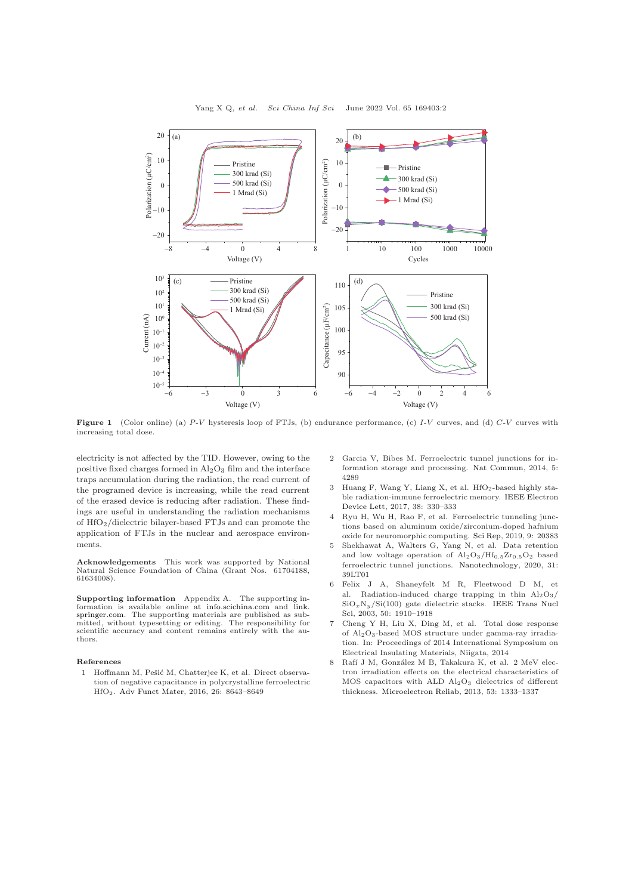(a)
20
10
0
−10
−20
Polarization (μC/cm²)
−8 −4 0 4 8
Voltage (V)
Pristine
300 krad (Si)
500 krad (Si)
1 Mrad (Si)

(b)
20
10
0
−10
−20
Polarization (μC/cm²)
1 10 100 1000 10000
Cycles
Pristine
300 krad (Si)
500 krad (Si)
1 Mrad (Si)

(c)
$10^3$
$10^2$
$10^1$
$10^0$
$10^{-1}$
$10^{-2}$
$10^{-3}$
$10^{-4}$
$10^{-5}$
Current (nA)
−6 −3 0 3 6
Voltage (V)
Pristine
300 krad (Si)
500 krad (Si)
1 Mrad (Si)

(d)
110
105
100
95
90
Capacitance (μF/cm²)
−6 −4 −2 0 2 4 6
Voltage (V)
Pristine
300 krad (Si)
500 krad (Si)

**Figure 1** (Color online) (a) $P$-$V$ hysteresis loop of FTJs, (b) endurance performance, (c) $I$-$V$ curves, and (d) $C$-$V$ curves with increasing total dose.

electricity is not affected by the TID. However, owing to the positive fixed charges formed in $Al_2O_3$ film and the interface traps accumulation during the radiation, the read current of the programed device is increasing, while the read current of the erased device is reducing after radiation. These findings are useful in understanding the radiation mechanisms of $HfO_2$/dielectric bilayer-based FTJs and can promote the application of FTJs in the nuclear and aerospace environments.

**Acknowledgements** This work was supported by National Natural Science Foundation of China (Grant Nos. 61704188, 61634008).

**Supporting information** Appendix A. The supporting information is available online at info.scichina.com and link.springer.com. The supporting materials are published as submitted, without typesetting or editing. The responsibility for scientific accuracy and content remains entirely with the authors.

**References**

1 Hoffmann M, Pešić M, Chatterjee K, et al. Direct observation of negative capacitance in polycrystalline ferroelectric $HfO_2$. Adv Funct Mater, 2016, 26: 8643–8649

2 Garcia V, Bibes M. Ferroelectric tunnel junctions for information storage and processing. Nat Commun, 2014, 5: 4289

3 Huang F, Wang Y, Liang X, et al. $HfO_2$-based highly stable radiation-immune ferroelectric memory. IEEE Electron Device Lett, 2017, 38: 330–333

4 Ryu H, Wu H, Rao F, et al. Ferroelectric tunneling junctions based on aluminum oxide/zirconium-doped hafnium oxide for neuromorphic computing. Sci Rep, 2019, 9: 20383

5 Shekhawat A, Walters G, Yang N, et al. Data retention and low voltage operation of $Al_2O_3/Hf_{0.5}Zr_{0.5}O_2$ based ferroelectric tunnel junctions. Nanotechnology, 2020, 31: 39LT01

6 Felix J A, Shaneyfelt M R, Fleetwood D M, et al. Radiation-induced charge trapping in thin $Al_2O_3$/$SiO_xN_y$/Si(100) gate dielectric stacks. IEEE Trans Nucl Sci, 2003, 50: 1910–1918

7 Cheng Y H, Liu X, Ding M, et al. Total dose response of $Al_2O_3$-based MOS structure under gamma-ray irradiation. In: Proceedings of 2014 International Symposium on Electrical Insulating Materials, Niigata, 2014

8 Rafí J M, González M B, Takakura K, et al. 2 MeV electron irradiation effects on the electrical characteristics of MOS capacitors with ALD $Al_2O_3$ dielectrics of different thickness. Microelectron Reliab, 2013, 53: 1333–1337